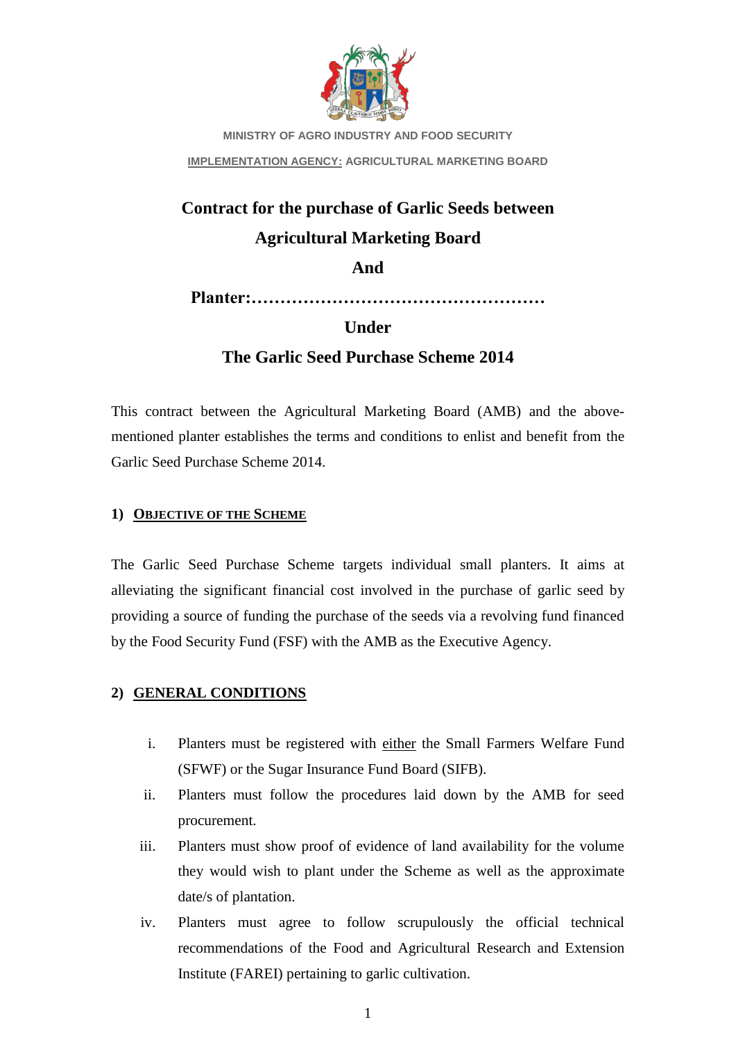MINISTRY OF AGRO INDUSTRY AND FOOD SECURITY

<u>IMPLEMENTATION AGENCY:</u> AGRICULTURAL MARKETING BOARD

# Contract for the purchase of Garlic Seeds between Agricultural Marketing Board And Planter:…………………………………………… Under The Garlic Seed Purchase Scheme 2014

This contract between the Agricultural Marketing Board (AMB) and the above-mentioned planter establishes the terms and conditions to enlist and benefit from the Garlic Seed Purchase Scheme 2014.

## 1) OBJECTIVE OF THE SCHEME

The Garlic Seed Purchase Scheme targets individual small planters. It aims at alleviating the significant financial cost involved in the purchase of garlic seed by providing a source of funding the purchase of the seeds via a revolving fund financed by the Food Security Fund (FSF) with the AMB as the Executive Agency.

## 2) GENERAL CONDITIONS

i. Planters must be registered with <u>either</u> the Small Farmers Welfare Fund (SFWF) or the Sugar Insurance Fund Board (SIFB).

ii. Planters must follow the procedures laid down by the AMB for seed procurement.

iii. Planters must show proof of evidence of land availability for the volume they would wish to plant under the Scheme as well as the approximate date/s of plantation.

iv. Planters must agree to follow scrupulously the official technical recommendations of the Food and Agricultural Research and Extension Institute (FAREI) pertaining to garlic cultivation.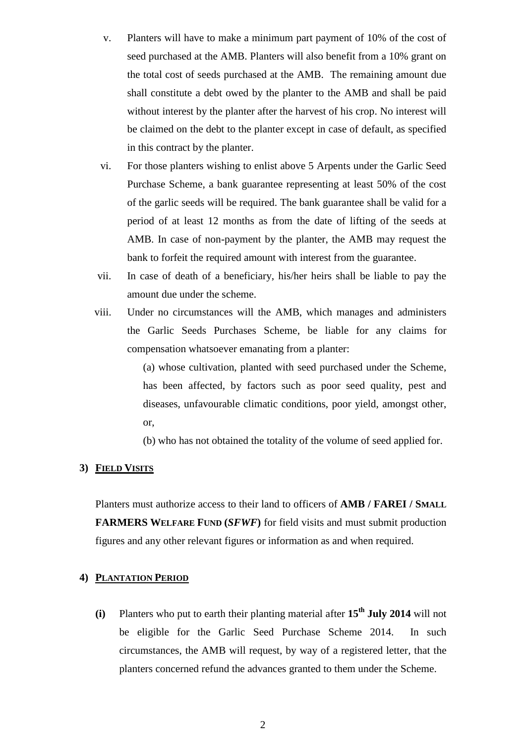v. Planters will have to make a minimum part payment of 10% of the cost of seed purchased at the AMB. Planters will also benefit from a 10% grant on the total cost of seeds purchased at the AMB. The remaining amount due shall constitute a debt owed by the planter to the AMB and shall be paid without interest by the planter after the harvest of his crop. No interest will be claimed on the debt to the planter except in case of default, as specified in this contract by the planter.

vi. For those planters wishing to enlist above 5 Arpents under the Garlic Seed Purchase Scheme, a bank guarantee representing at least 50% of the cost of the garlic seeds will be required. The bank guarantee shall be valid for a period of at least 12 months as from the date of lifting of the seeds at AMB. In case of non-payment by the planter, the AMB may request the bank to forfeit the required amount with interest from the guarantee.

vii. In case of death of a beneficiary, his/her heirs shall be liable to pay the amount due under the scheme.

viii. Under no circumstances will the AMB, which manages and administers the Garlic Seeds Purchases Scheme, be liable for any claims for compensation whatsoever emanating from a planter:

(a) whose cultivation, planted with seed purchased under the Scheme, has been affected, by factors such as poor seed quality, pest and diseases, unfavourable climatic conditions, poor yield, amongst other, or,

(b) who has not obtained the totality of the volume of seed applied for.

## 3) FIELD VISITS

Planters must authorize access to their land to officers of **AMB / FAREI / SMALL FARMERS WELFARE FUND (*SFWF*)** for field visits and must submit production figures and any other relevant figures or information as and when required.

## 4) PLANTATION PERIOD

**(i)** Planters who put to earth their planting material after **15th July 2014** will not be eligible for the Garlic Seed Purchase Scheme 2014. In such circumstances, the AMB will request, by way of a registered letter, that the planters concerned refund the advances granted to them under the Scheme.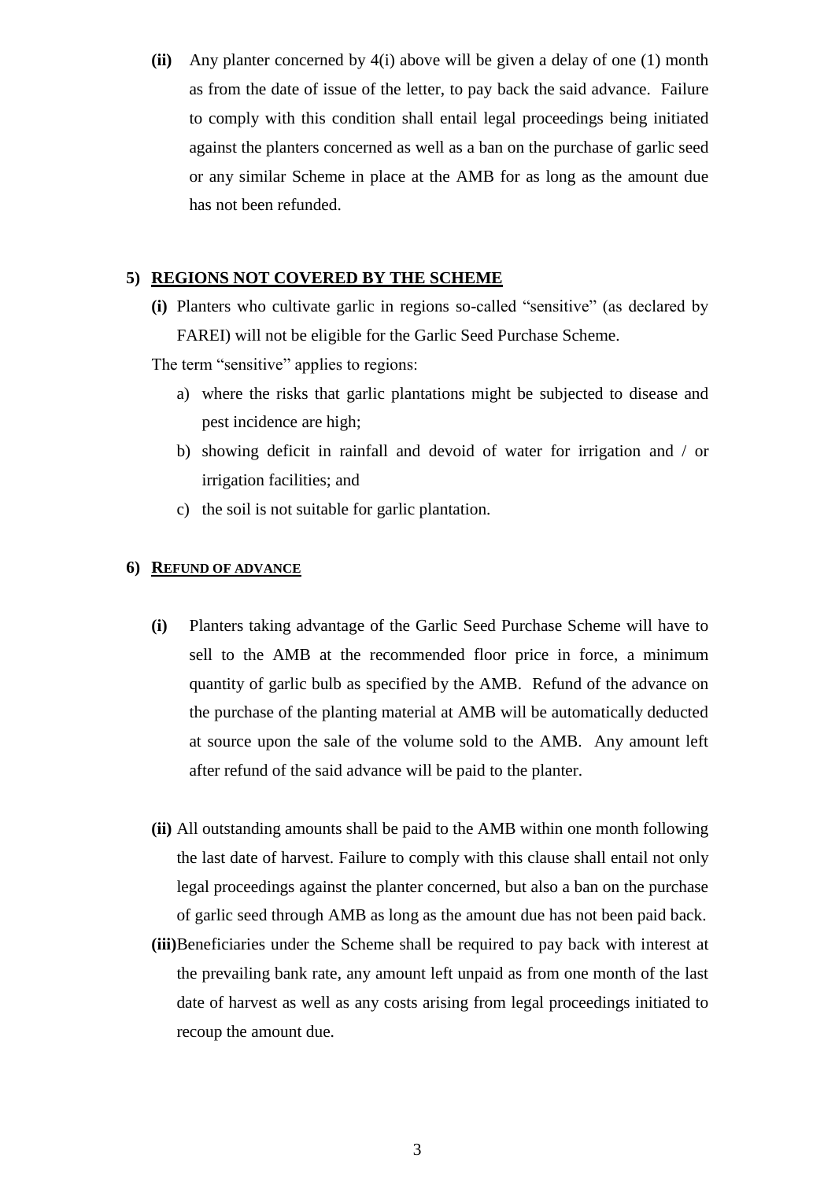**(ii)** Any planter concerned by 4(i) above will be given a delay of one (1) month as from the date of issue of the letter, to pay back the said advance. Failure to comply with this condition shall entail legal proceedings being initiated against the planters concerned as well as a ban on the purchase of garlic seed or any similar Scheme in place at the AMB for as long as the amount due has not been refunded.

## 5) REGIONS NOT COVERED BY THE SCHEME

**(i)** Planters who cultivate garlic in regions so-called "sensitive" (as declared by FAREI) will not be eligible for the Garlic Seed Purchase Scheme.

The term "sensitive" applies to regions:

a) where the risks that garlic plantations might be subjected to disease and pest incidence are high;

b) showing deficit in rainfall and devoid of water for irrigation and / or irrigation facilities; and

c) the soil is not suitable for garlic plantation.

## 6) REFUND OF ADVANCE

**(i)** Planters taking advantage of the Garlic Seed Purchase Scheme will have to sell to the AMB at the recommended floor price in force, a minimum quantity of garlic bulb as specified by the AMB. Refund of the advance on the purchase of the planting material at AMB will be automatically deducted at source upon the sale of the volume sold to the AMB. Any amount left after refund of the said advance will be paid to the planter.

**(ii)** All outstanding amounts shall be paid to the AMB within one month following the last date of harvest. Failure to comply with this clause shall entail not only legal proceedings against the planter concerned, but also a ban on the purchase of garlic seed through AMB as long as the amount due has not been paid back.

**(iii)** Beneficiaries under the Scheme shall be required to pay back with interest at the prevailing bank rate, any amount left unpaid as from one month of the last date of harvest as well as any costs arising from legal proceedings initiated to recoup the amount due.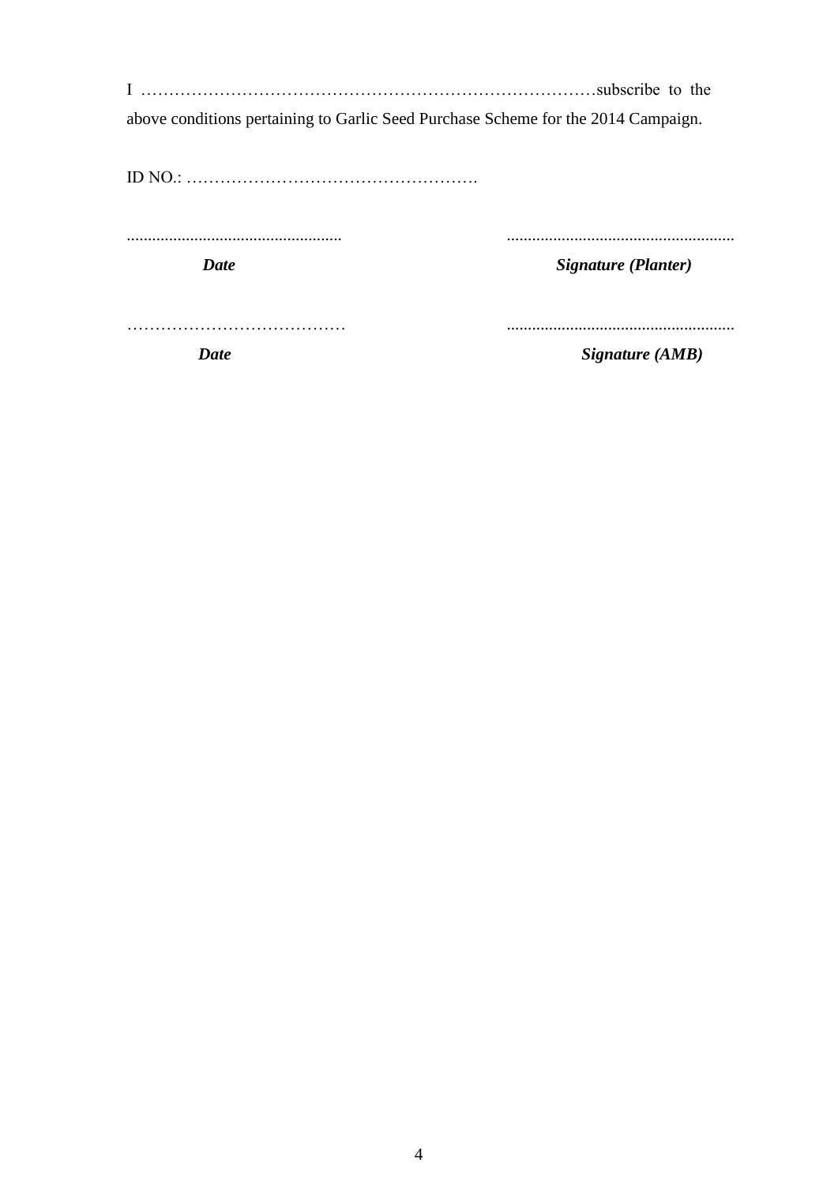I ………………………………………………………………………subscribe to the above conditions pertaining to Garlic Seed Purchase Scheme for the 2014 Campaign.

ID NO.: …………………………………………….

| | |
|---|---|
| ................................................... | ...................................................... |
| ***Date*** | ***Signature (Planter)*** |
| ………………………………… | ...................................................... |
| ***Date*** | ***Signature (AMB)*** |